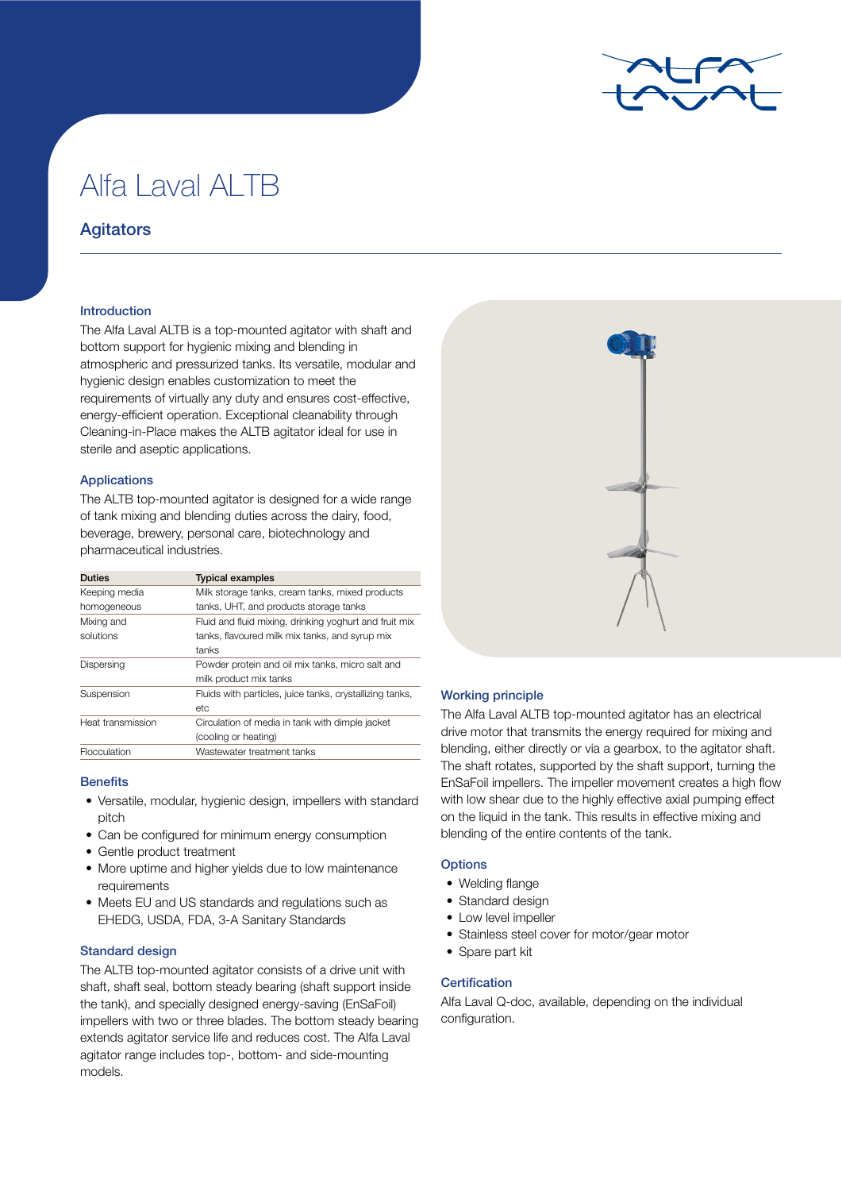# Alfa Laval ALTB

## Agitators

### Introduction

The Alfa Laval ALTB is a top-mounted agitator with shaft and bottom support for hygienic mixing and blending in atmospheric and pressurized tanks. Its versatile, modular and hygienic design enables customization to meet the requirements of virtually any duty and ensures cost-effective, energy-efficient operation. Exceptional cleanability through Cleaning-in-Place makes the ALTB agitator ideal for use in sterile and aseptic applications.

### Applications

The ALTB top-mounted agitator is designed for a wide range of tank mixing and blending duties across the dairy, food, beverage, brewery, personal care, biotechnology and pharmaceutical industries.

| Duties | Typical examples |
|---|---|
| Keeping media homogeneous | Milk storage tanks, cream tanks, mixed products tanks, UHT, and products storage tanks |
| Mixing and solutions | Fluid and fluid mixing, drinking yoghurt and fruit mix tanks, flavoured milk mix tanks, and syrup mix tanks |
| Dispersing | Powder protein and oil mix tanks, micro salt and milk product mix tanks |
| Suspension | Fluids with particles, juice tanks, crystallizing tanks, etc |
| Heat transmission | Circulation of media in tank with dimple jacket (cooling or heating) |
| Flocculation | Wastewater treatment tanks |

### Benefits

- Versatile, modular, hygienic design, impellers with standard pitch
- Can be configured for minimum energy consumption
- Gentle product treatment
- More uptime and higher yields due to low maintenance requirements
- Meets EU and US standards and regulations such as EHEDG, USDA, FDA, 3-A Sanitary Standards

### Standard design

The ALTB top-mounted agitator consists of a drive unit with shaft, shaft seal, bottom steady bearing (shaft support inside the tank), and specially designed energy-saving (EnSaFoil) impellers with two or three blades. The bottom steady bearing extends agitator service life and reduces cost. The Alfa Laval agitator range includes top-, bottom- and side-mounting models.

### Working principle

The Alfa Laval ALTB top-mounted agitator has an electrical drive motor that transmits the energy required for mixing and blending, either directly or via a gearbox, to the agitator shaft. The shaft rotates, supported by the shaft support, turning the EnSaFoil impellers. The impeller movement creates a high flow with low shear due to the highly effective axial pumping effect on the liquid in the tank. This results in effective mixing and blending of the entire contents of the tank.

### Options

- Welding flange
- Standard design
- Low level impeller
- Stainless steel cover for motor/gear motor
- Spare part kit

### Certification

Alfa Laval Q-doc, available, depending on the individual configuration.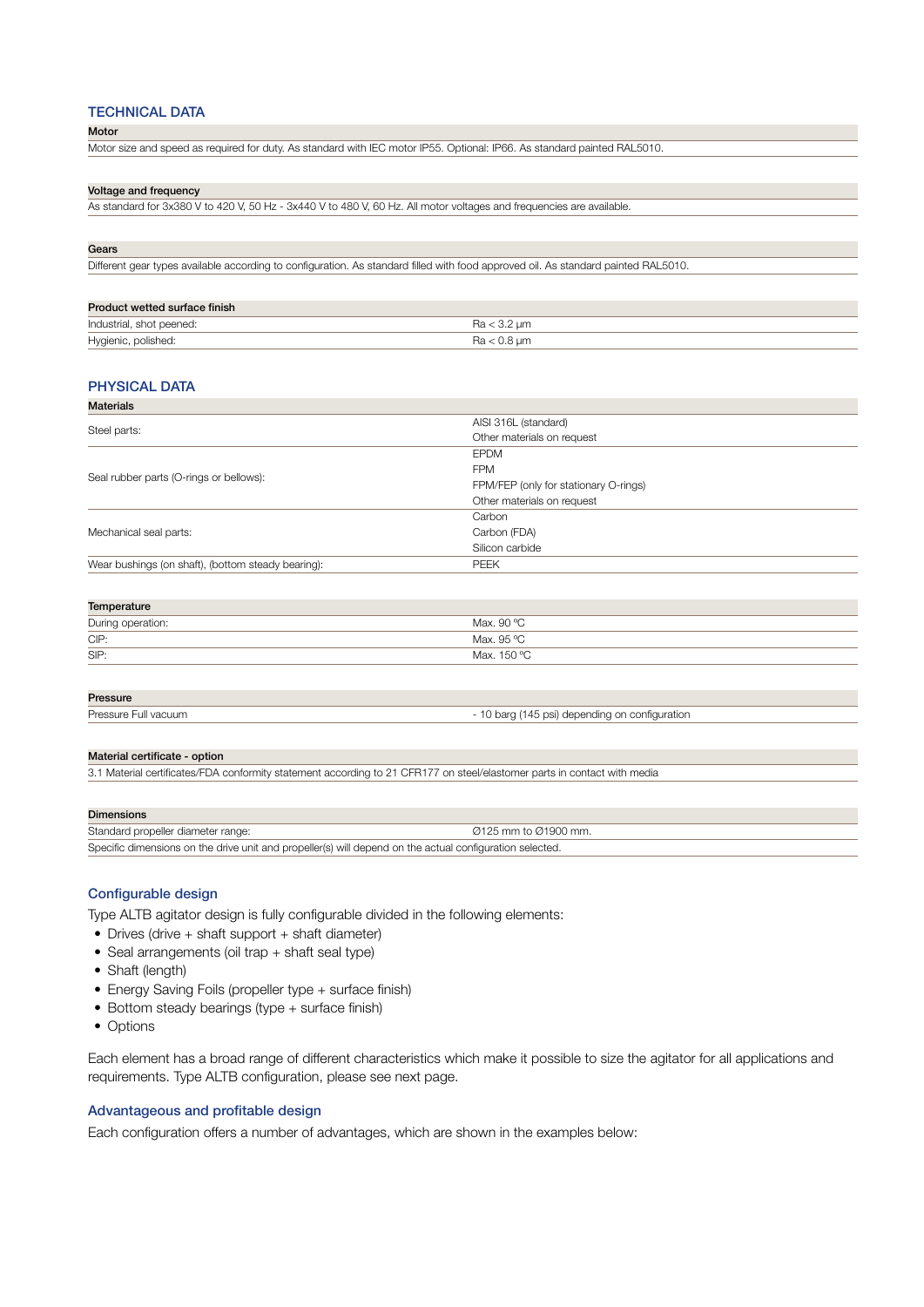## TECHNICAL DATA

**Motor**

Motor size and speed as required for duty. As standard with IEC motor IP55. Optional: IP66. As standard painted RAL5010.

**Voltage and frequency**

As standard for 3x380 V to 420 V, 50 Hz - 3x440 V to 480 V, 60 Hz. All motor voltages and frequencies are available.

**Gears**

Different gear types available according to configuration. As standard filled with food approved oil. As standard painted RAL5010.

| Product wetted surface finish | |
|---|---|
| Industrial, shot peened: | Ra < 3.2 µm |
| Hygienic, polished: | Ra < 0.8 µm |

## PHYSICAL DATA

| Materials | |
|---|---|
| Steel parts: | AISI 316L (standard)<br>Other materials on request |
| Seal rubber parts (O-rings or bellows): | EPDM<br>FPM<br>FPM/FEP (only for stationary O-rings)<br>Other materials on request |
| Mechanical seal parts: | Carbon<br>Carbon (FDA)<br>Silicon carbide |
| Wear bushings (on shaft), (bottom steady bearing): | PEEK |

| Temperature | |
|---|---|
| During operation: | Max. 90 ºC |
| CIP: | Max. 95 ºC |
| SIP: | Max. 150 ºC |

| Pressure | |
|---|---|
| Pressure Full vacuum | - 10 barg (145 psi) depending on configuration |

**Material certificate - option**

3.1 Material certificates/FDA conformity statement according to 21 CFR177 on steel/elastomer parts in contact with media

| Dimensions | |
|---|---|
| Standard propeller diameter range: | Ø125 mm to Ø1900 mm. |

Specific dimensions on the drive unit and propeller(s) will depend on the actual configuration selected.

### Configurable design

Type ALTB agitator design is fully configurable divided in the following elements:

- Drives (drive + shaft support + shaft diameter)
- Seal arrangements (oil trap + shaft seal type)
- Shaft (length)
- Energy Saving Foils (propeller type + surface finish)
- Bottom steady bearings (type + surface finish)
- Options

Each element has a broad range of different characteristics which make it possible to size the agitator for all applications and requirements. Type ALTB configuration, please see next page.

### Advantageous and profitable design

Each configuration offers a number of advantages, which are shown in the examples below: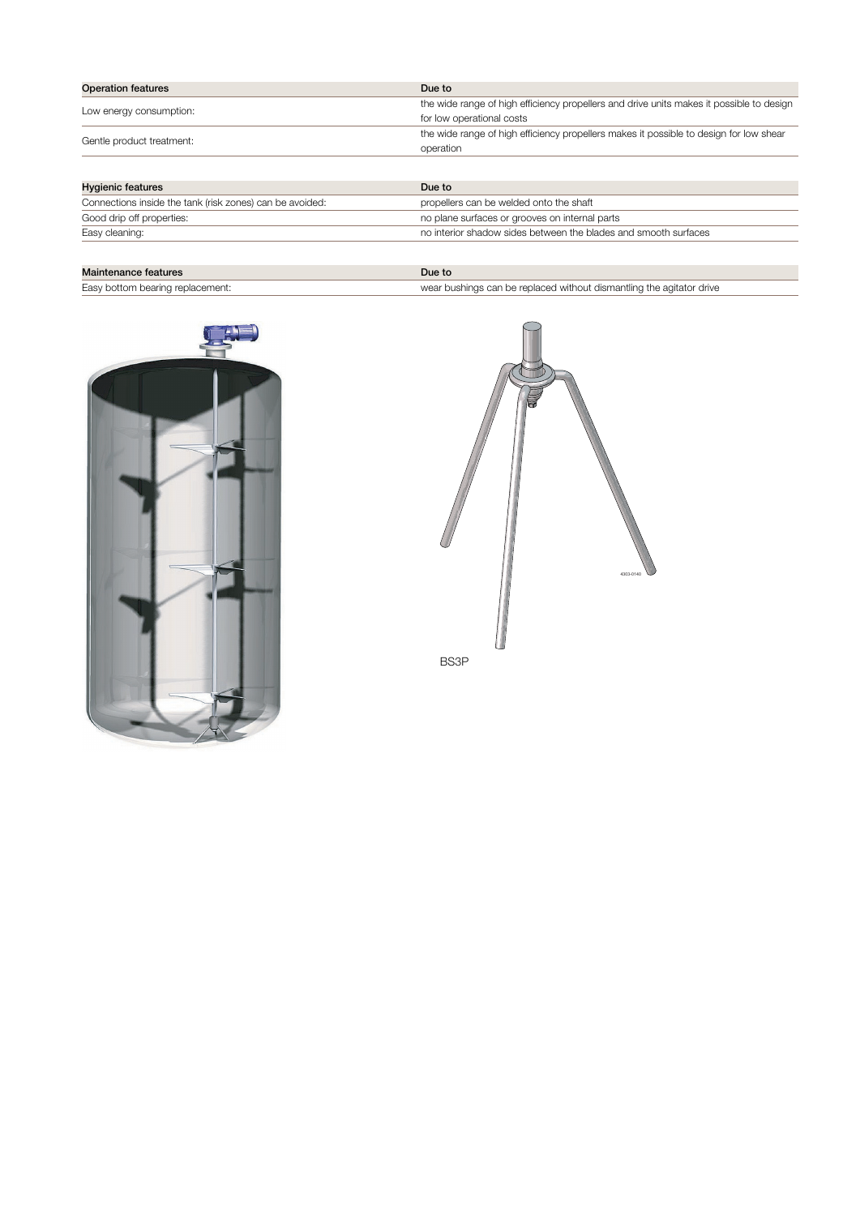| Operation features | Due to |
| --- | --- |
| Low energy consumption: | the wide range of high efficiency propellers and drive units makes it possible to design for low operational costs |
| Gentle product treatment: | the wide range of high efficiency propellers makes it possible to design for low shear operation |

| Hygienic features | Due to |
| --- | --- |
| Connections inside the tank (risk zones) can be avoided: | propellers can be welded onto the shaft |
| Good drip off properties: | no plane surfaces or grooves on internal parts |
| Easy cleaning: | no interior shadow sides between the blades and smooth surfaces |

| Maintenance features | Due to |
| --- | --- |
| Easy bottom bearing replacement: | wear bushings can be replaced without dismantling the agitator drive |

BS3P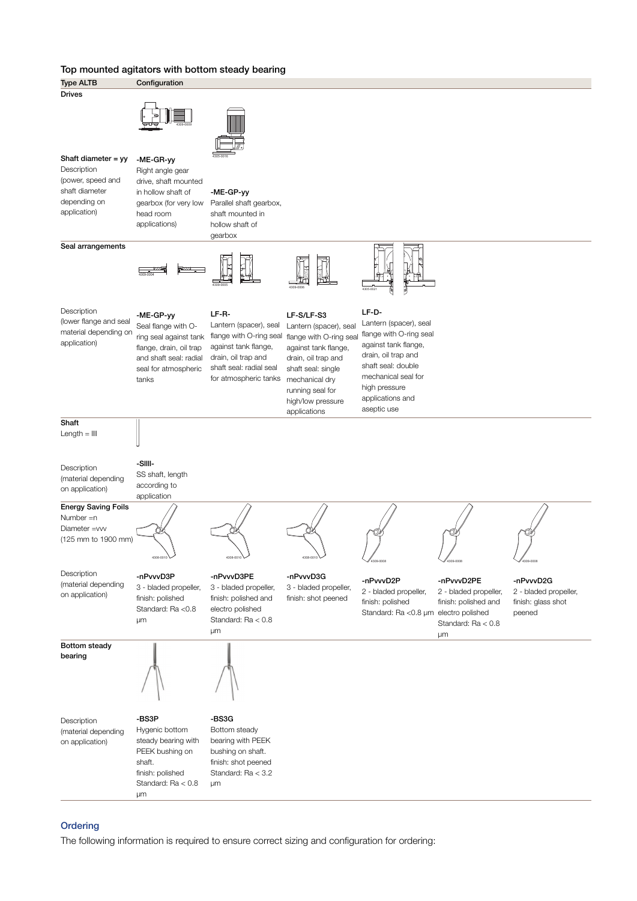## Top mounted agitators with bottom steady bearing

| Type ALTB | Configuration | | | | | |
|---|---|---|---|---|---|---|
| **Drives** | | | | | | |
| **Shaft diameter = yy**<br>Description (power, speed and shaft diameter depending on application) | **-ME-GR-yy**<br>Right angle gear drive, shaft mounted in hollow shaft of gearbox (for very low head room applications) | **-ME-GP-yy**<br>Parallel shaft gearbox, shaft mounted in hollow shaft of gearbox | | | | |
| **Seal arrangements** | | | | | | |
| Description (lower flange and seal material depending on application) | **-ME-GP-yy**<br>Seal flange with O-ring seal against tank flange, drain, oil trap and shaft seal: radial seal for atmospheric tanks | **LF-R-**<br>Lantern (spacer), seal flange with O-ring seal against tank flange, drain, oil trap and shaft seal: radial seal for atmospheric tanks | **LF-S/LF-S3**<br>Lantern (spacer), seal flange with O-ring seal against tank flange, drain, oil trap and shaft seal: single mechanical dry running seal for high/low pressure applications | **LF-D-**<br>Lantern (spacer), seal flange with O-ring seal against tank flange, drain, oil trap and shaft seal: double mechanical seal for high pressure applications and aseptic use | | |
| **Shaft**<br>Length = llll | | | | | | |
| Description (material depending on application) | **-Sllll-**<br>SS shaft, length according to application | | | | | |
| **Energy Saving Foils**<br>Number =n<br>Diameter =vvv<br>(125 mm to 1900 mm) | | | | | | |
| Description (material depending on application) | **-nPvvvD3P**<br>3 - bladed propeller, finish: polished Standard: Ra <0.8 µm | **-nPvvvD3PE**<br>3 - bladed propeller, finish: polished and electro polished Standard: Ra < 0.8 µm | **-nPvvvD3G**<br>3 - bladed propeller, finish: shot peened | **-nPvvvD2P**<br>2 - bladed propeller, finish: polished Standard: Ra <0.8 µm | **-nPvvvD2PE**<br>2 - bladed propeller, finish: polished and electro polished Standard: Ra < 0.8 µm | **-nPvvvD2G**<br>2 - bladed propeller, finish: glass shot peened |
| **Bottom steady bearing** | | | | | | |
| Description (material depending on application) | **-BS3P**<br>Hygenic bottom steady bearing with PEEK bushing on shaft. finish: polished Standard: Ra < 0.8 µm | **-BS3G**<br>Bottom steady bearing with PEEK bushing on shaft. finish: shot peened Standard: Ra < 3.2 µm | | | | |

### Ordering

The following information is required to ensure correct sizing and configuration for ordering: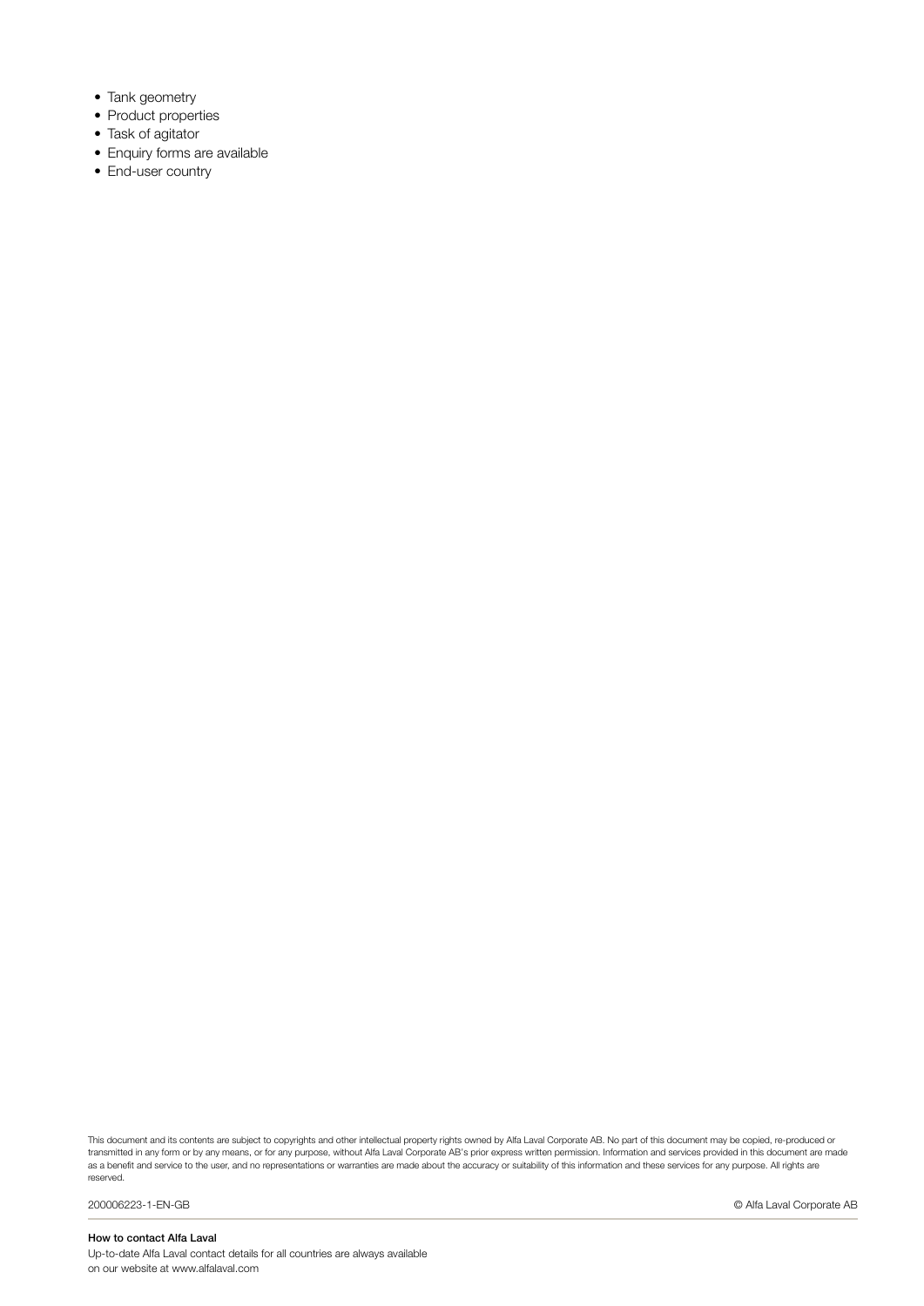- Tank geometry
- Product properties
- Task of agitator
- Enquiry forms are available
- End-user country

This document and its contents are subject to copyrights and other intellectual property rights owned by Alfa Laval Corporate AB. No part of this document may be copied, re-produced or transmitted in any form or by any means, or for any purpose, without Alfa Laval Corporate AB's prior express written permission. Information and services provided in this document are made as a benefit and service to the user, and no representations or warranties are made about the accuracy or suitability of this information and these services for any purpose. All rights are reserved.

200006223-1-EN-GB

© Alfa Laval Corporate AB

**How to contact Alfa Laval**

Up-to-date Alfa Laval contact details for all countries are always available on our website at www.alfalaval.com